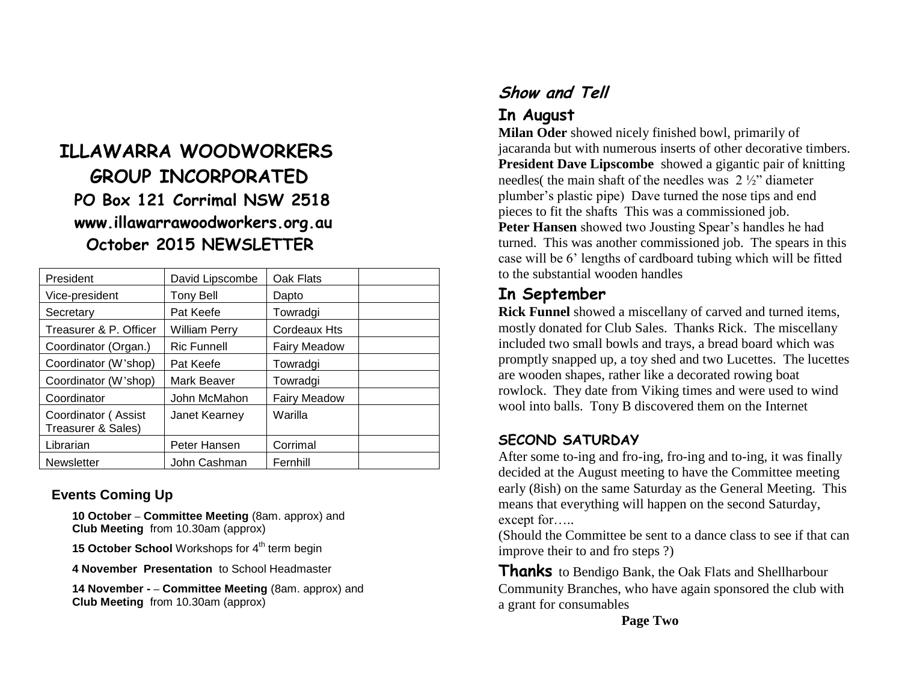# ILLAWARRA WOODWORKERS GROUP INCORPORATED

## PO Box 121 Corrimal NSW 2518

## www.illawarrawoodworkers.org.au

## October 2015 NEWSLETTER

| President | David Lipscombe | Oak Flats | |
|---|---|---|---|
| Vice-president | Tony Bell | Dapto | |
| Secretary | Pat Keefe | Towradgi | |
| Treasurer & P. Officer | William Perry | Cordeaux Hts | |
| Coordinator (Organ.) | Ric Funnell | Fairy Meadow | |
| Coordinator (W'shop) | Pat Keefe | Towradgi | |
| Coordinator (W'shop) | Mark Beaver | Towradgi | |
| Coordinator | John McMahon | Fairy Meadow | |
| Coordinator ( Assist Treasurer & Sales) | Janet Kearney | Warilla | |
| Librarian | Peter Hansen | Corrimal | |
| Newsletter | John Cashman | Fernhill | |

### Events Coming Up

**10 October** – **Committee Meeting** (8am. approx) and **Club Meeting** from 10.30am (approx)

**15 October School** Workshops for 4th term begin

**4 November Presentation** to School Headmaster

**14 November -** – **Committee Meeting** (8am. approx) and **Club Meeting** from 10.30am (approx)

## *Show and Tell*

### In August

**Milan Oder** showed nicely finished bowl, primarily of jacaranda but with numerous inserts of other decorative timbers.

**President Dave Lipscombe** showed a gigantic pair of knitting needles( the main shaft of the needles was 2 ½" diameter plumber's plastic pipe) Dave turned the nose tips and end pieces to fit the shafts This was a commissioned job.

**Peter Hansen** showed two Jousting Spear's handles he had turned. This was another commissioned job. The spears in this case will be 6' lengths of cardboard tubing which will be fitted to the substantial wooden handles

### In September

**Rick Funnel** showed a miscellany of carved and turned items, mostly donated for Club Sales. Thanks Rick. The miscellany included two small bowls and trays, a bread board which was promptly snapped up, a toy shed and two Lucettes. The lucettes are wooden shapes, rather like a decorated rowing boat rowlock. They date from Viking times and were used to wind wool into balls. Tony B discovered them on the Internet

### SECOND SATURDAY

After some to-ing and fro-ing, fro-ing and to-ing, it was finally decided at the August meeting to have the Committee meeting early (8ish) on the same Saturday as the General Meeting. This means that everything will happen on the second Saturday, except for…..

(Should the Committee be sent to a dance class to see if that can improve their to and fro steps ?)

**Thanks** to Bendigo Bank, the Oak Flats and Shellharbour Community Branches, who have again sponsored the club with a grant for consumables

**Page Two**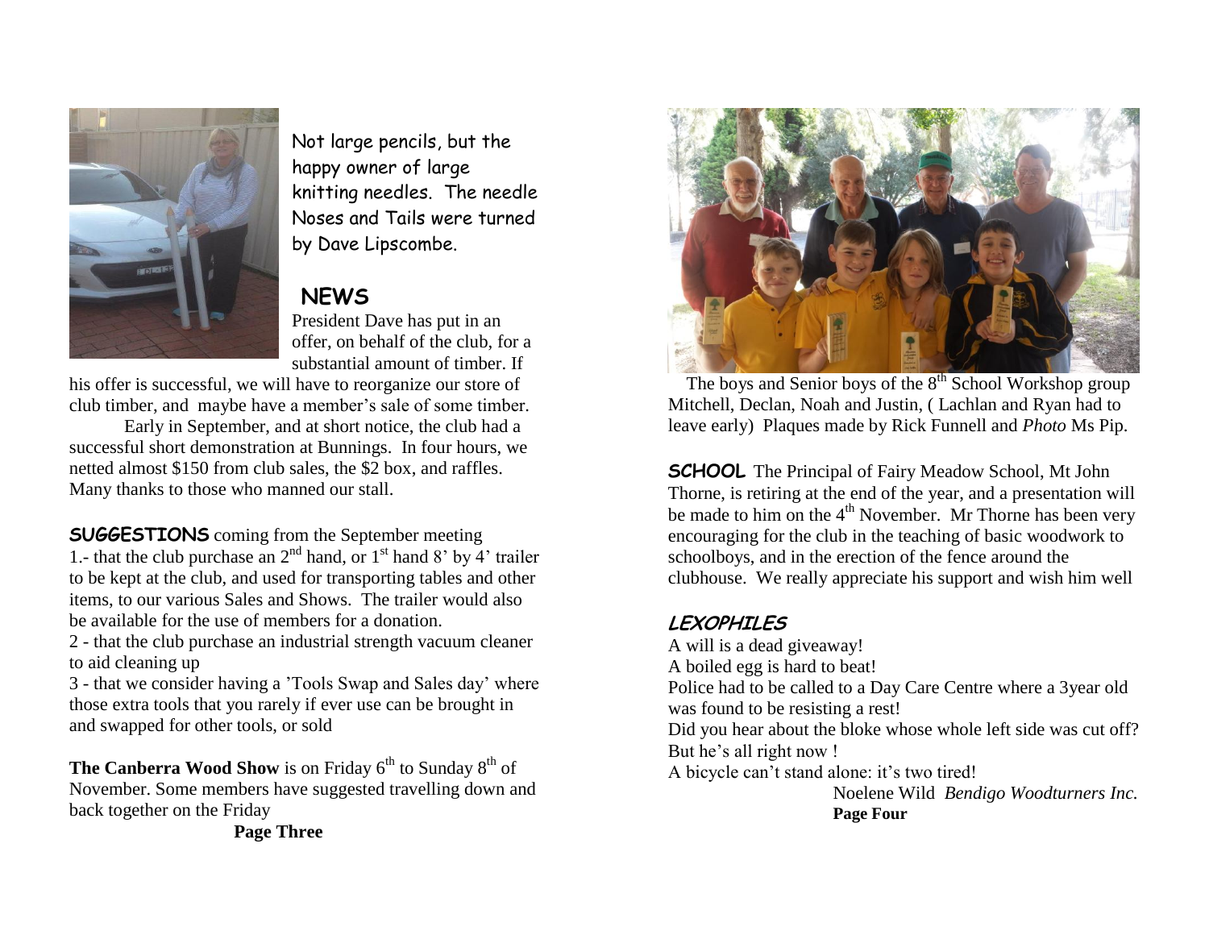Not large pencils, but the happy owner of large knitting needles. The needle Noses and Tails were turned by Dave Lipscombe.

## NEWS

President Dave has put in an offer, on behalf of the club, for a substantial amount of timber. If his offer is successful, we will have to reorganize our store of club timber, and maybe have a member's sale of some timber.

Early in September, and at short notice, the club had a successful short demonstration at Bunnings. In four hours, we netted almost $150 from club sales, the $2 box, and raffles. Many thanks to those who manned our stall.

**SUGGESTIONS** coming from the September meeting

1.- that the club purchase an 2nd hand, or 1st hand 8' by 4' trailer to be kept at the club, and used for transporting tables and other items, to our various Sales and Shows. The trailer would also be available for the use of members for a donation.

2 - that the club purchase an industrial strength vacuum cleaner to aid cleaning up

3 - that we consider having a 'Tools Swap and Sales day' where those extra tools that you rarely if ever use can be brought in and swapped for other tools, or sold

**The Canberra Wood Show** is on Friday 6th to Sunday 8th of November. Some members have suggested travelling down and back together on the Friday

The boys and Senior boys of the 8th School Workshop group Mitchell, Declan, Noah and Justin, ( Lachlan and Ryan had to leave early) Plaques made by Rick Funnell and *Photo* Ms Pip.

**SCHOOL** The Principal of Fairy Meadow School, Mt John Thorne, is retiring at the end of the year, and a presentation will be made to him on the 4th November. Mr Thorne has been very encouraging for the club in the teaching of basic woodwork to schoolboys, and in the erection of the fence around the clubhouse. We really appreciate his support and wish him well

## *LEXOPHILES*

A will is a dead giveaway!

A boiled egg is hard to beat!

Police had to be called to a Day Care Centre where a 3year old was found to be resisting a rest!

Did you hear about the bloke whose whole left side was cut off? But he's all right now !

A bicycle can't stand alone: it's two tired!

Noelene Wild *Bendigo Woodturners Inc.*